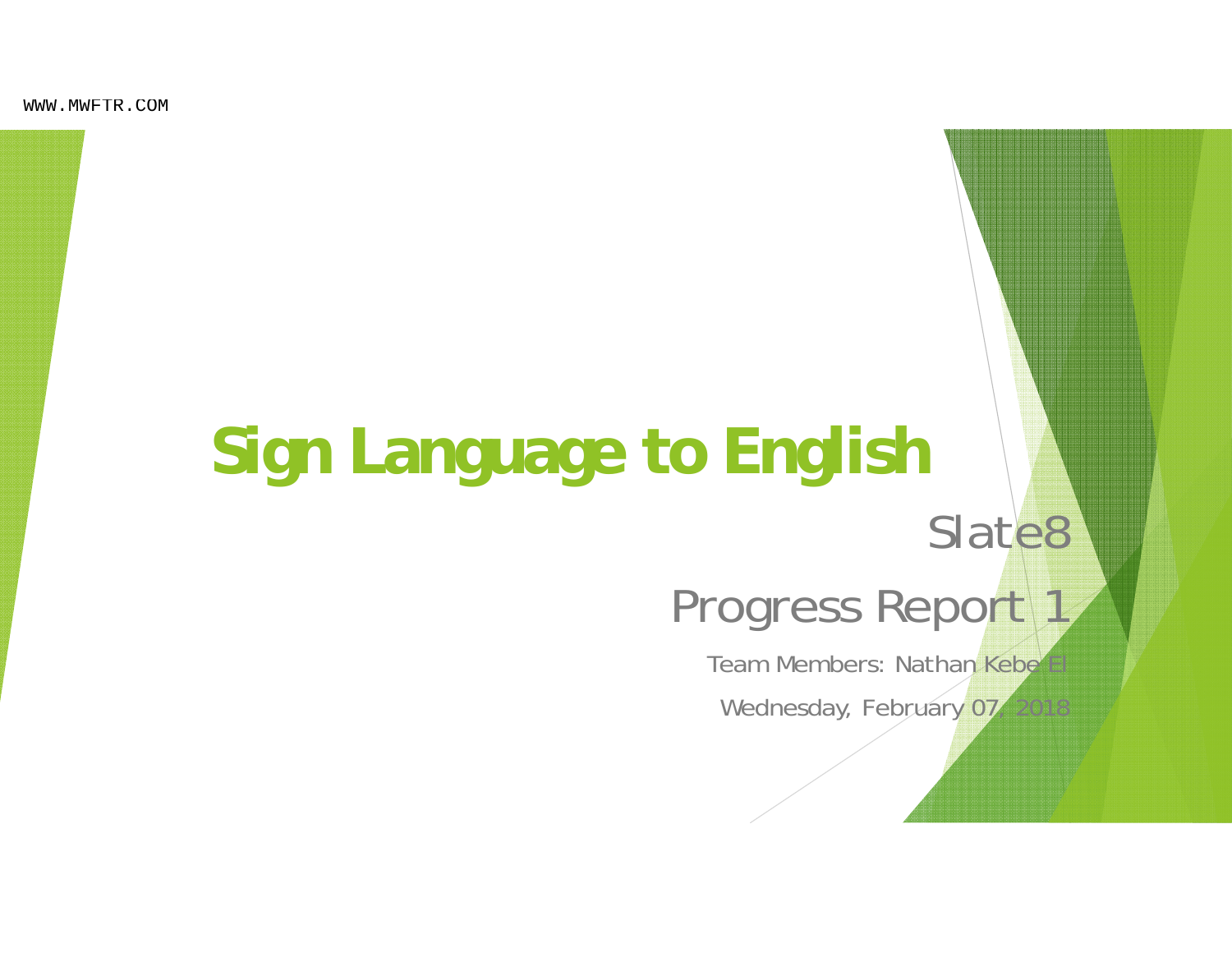# Sign Language to English

Slate8

Progress Report 1

Team Members: Nathan Kebe El

Wednesday, February 07, 2018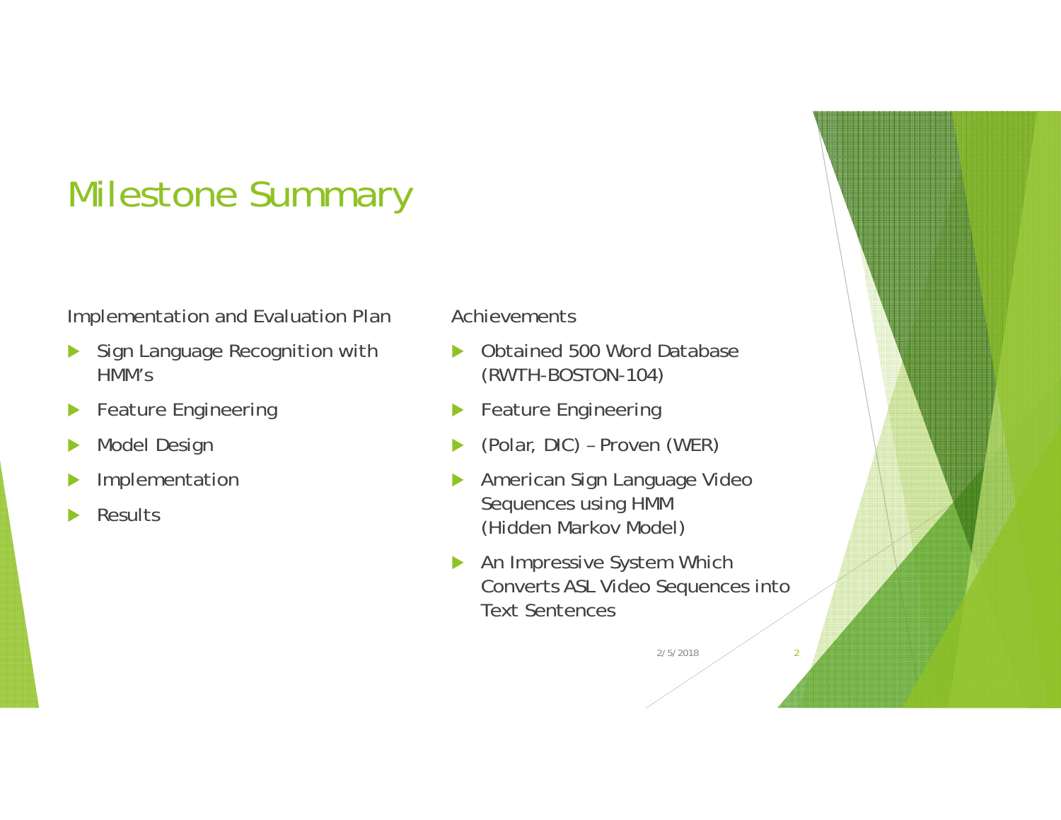# Milestone Summary

Implementation and Evaluation Plan

- Sign Language Recognition with HMM's
- Feature Engineering
- Model Design
- Implementation
- Results

Achievements

- Obtained 500 Word Database (RWTH-BOSTON-104)
- Feature Engineering
- (Polar, DIC) – Proven (WER)
- American Sign Language Video Sequences using HMM (Hidden Markov Model)
- An Impressive System Which Converts ASL Video Sequences into Text Sentences

2/5/2018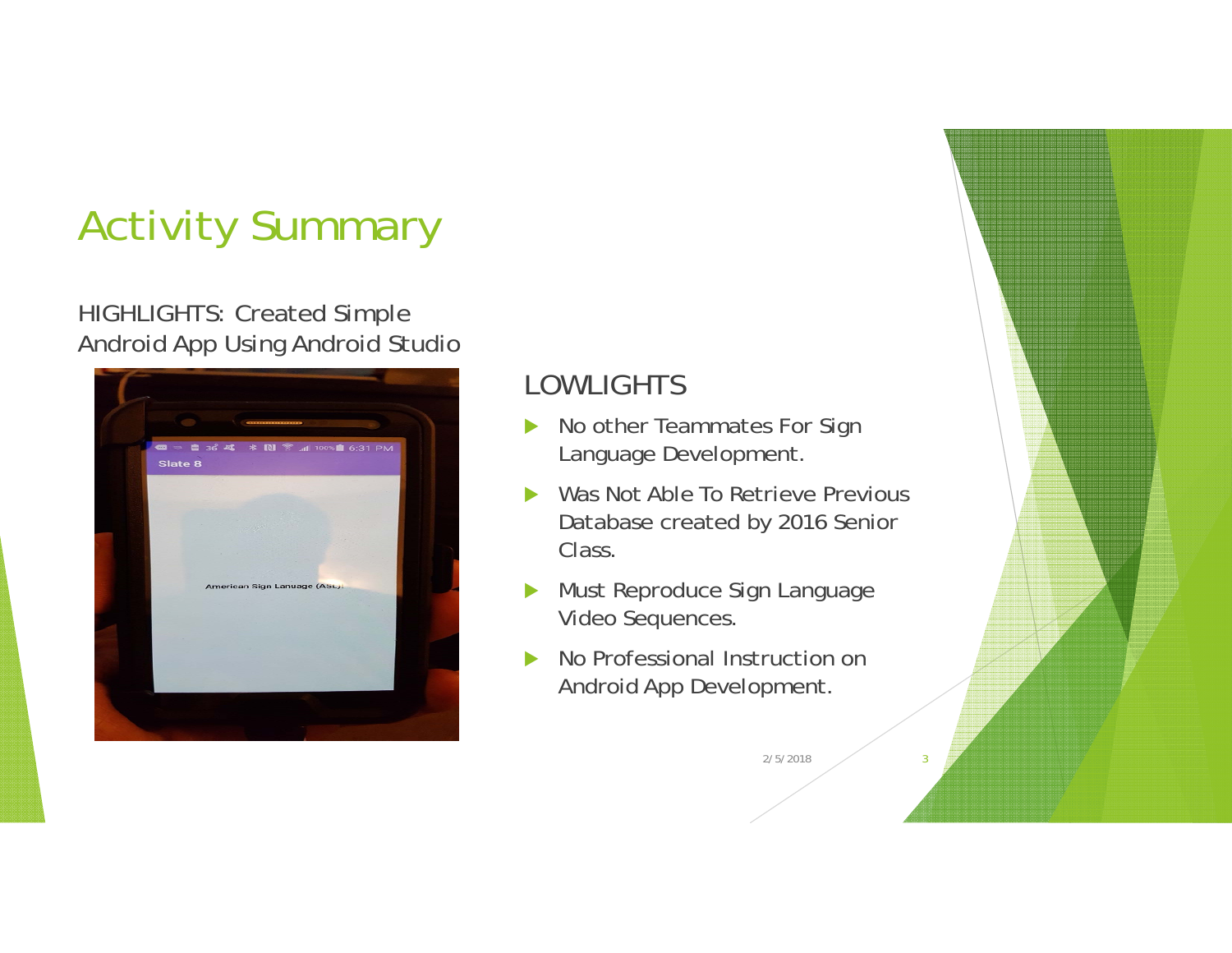# Activity Summary

HIGHLIGHTS: Created Simple Android App Using Android Studio

## LOWLIGHTS

- No other Teammates For Sign Language Development.
- Was Not Able To Retrieve Previous Database created by 2016 Senior Class.
- Must Reproduce Sign Language Video Sequences.
- No Professional Instruction on Android App Development.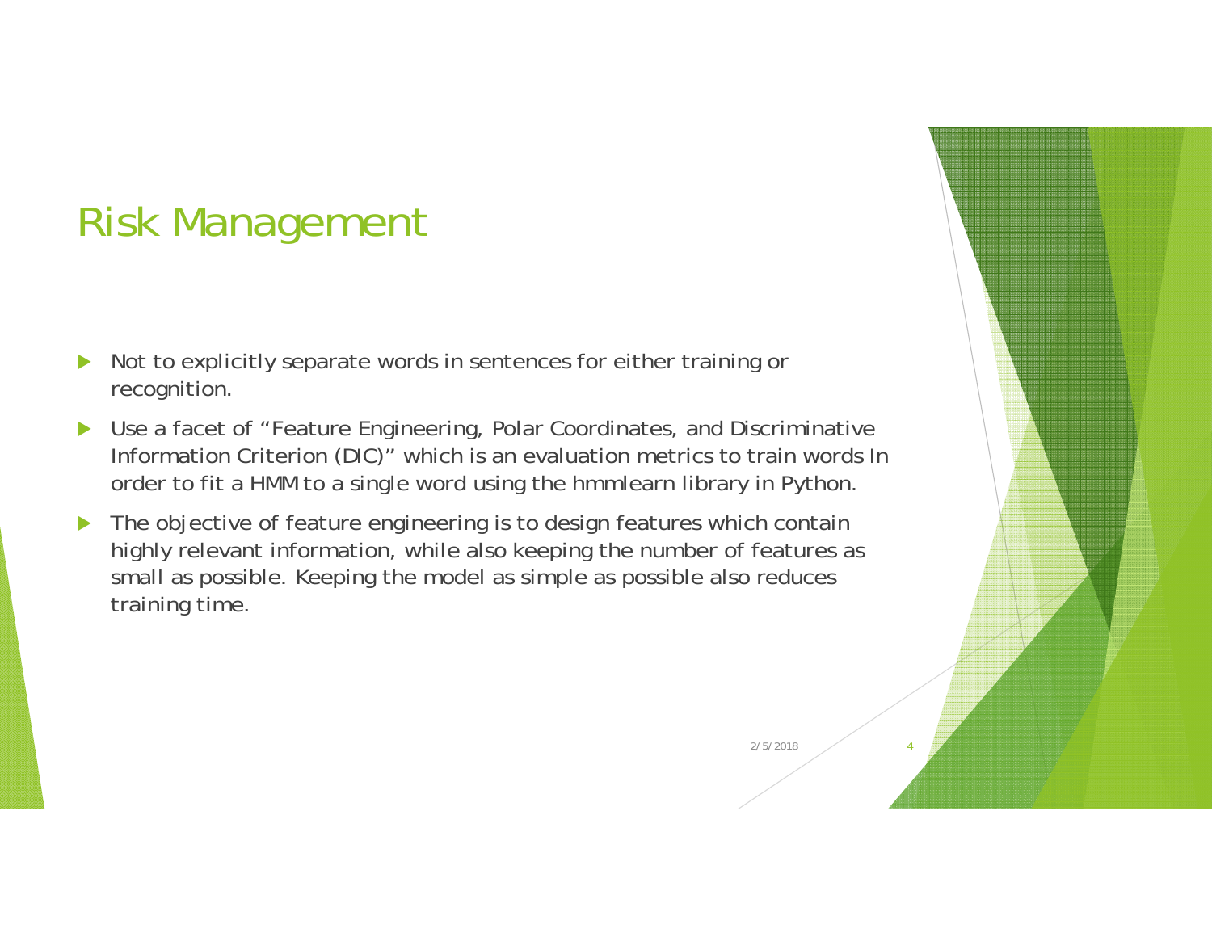# Risk Management

- Not to explicitly separate words in sentences for either training or recognition.
- Use a facet of "Feature Engineering, Polar Coordinates, and Discriminative Information Criterion (DIC)" which is an evaluation metrics to train words In order to fit a HMM to a single word using the hmmlearn library in Python.
- The objective of feature engineering is to design features which contain highly relevant information, while also keeping the number of features as small as possible. Keeping the model as simple as possible also reduces training time.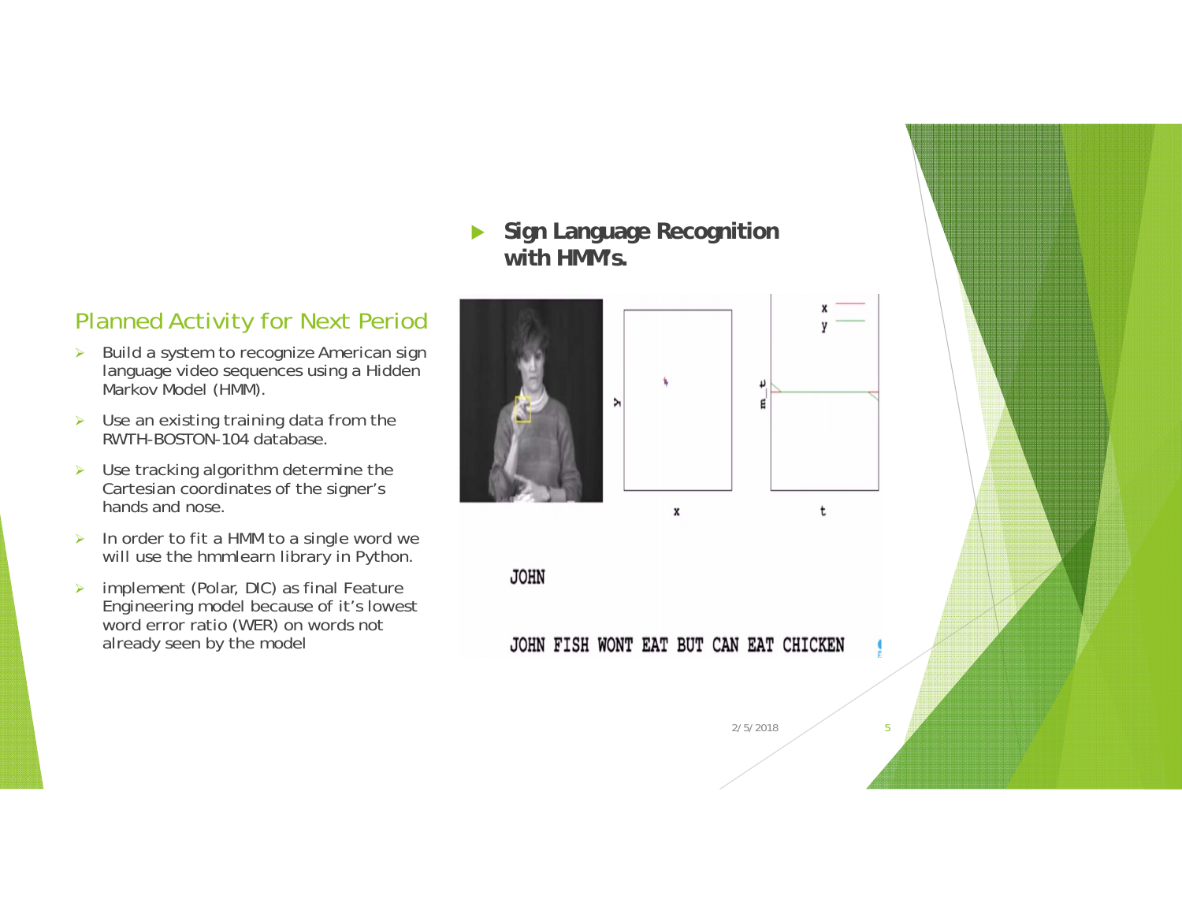## Planned Activity for Next Period

- Build a system to recognize American sign language video sequences using a Hidden Markov Model (HMM).
- Use an existing training data from the RWTH-BOSTON-104 database.
- Use tracking algorithm determine the Cartesian coordinates of the signer's hands and nose.
- In order to fit a HMM to a single word we will use the hmmlearn library in Python.
- implement (Polar, DIC) as final Feature Engineering model because of it's lowest word error ratio (WER) on words not already seen by the model

- **Sign Language Recognition with HMM's.**

x
y
y
x
m_t
t

JOHN

JOHN FISH WONT EAT BUT CAN EAT CHICKEN